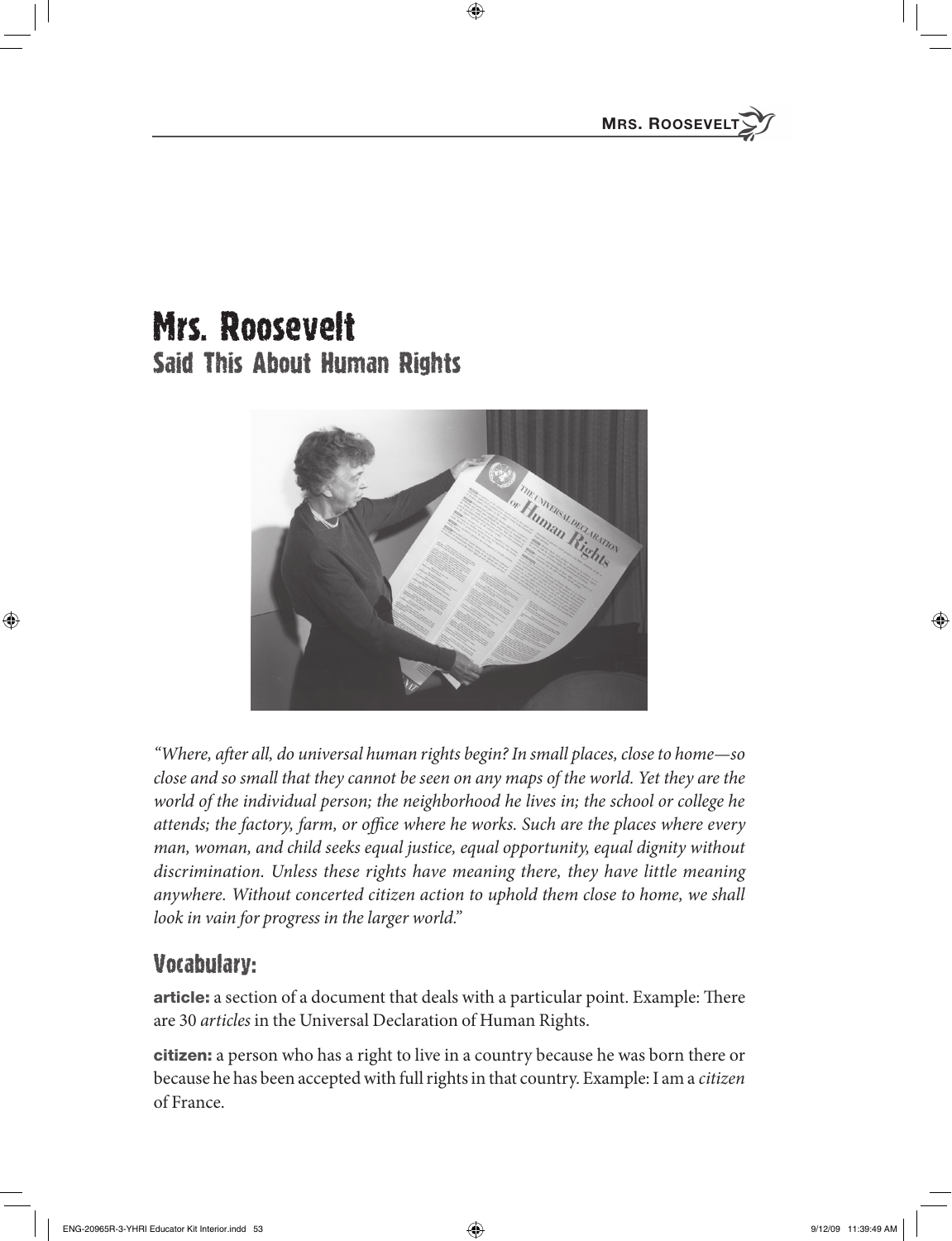# Mrs. Roosevelt

## Said This About Human Rights

*"Where, after all, do universal human rights begin? In small places, close to home—so close and so small that they cannot be seen on any maps of the world. Yet they are the world of the individual person; the neighborhood he lives in; the school or college he attends; the factory, farm, or office where he works. Such are the places where every man, woman, and child seeks equal justice, equal opportunity, equal dignity without discrimination. Unless these rights have meaning there, they have little meaning anywhere. Without concerted citizen action to uphold them close to home, we shall look in vain for progress in the larger world."*

## Vocabulary:

**article:** a section of a document that deals with a particular point. Example: There are 30 *articles* in the Universal Declaration of Human Rights.

**citizen:** a person who has a right to live in a country because he was born there or because he has been accepted with full rights in that country. Example: I am a *citizen* of France.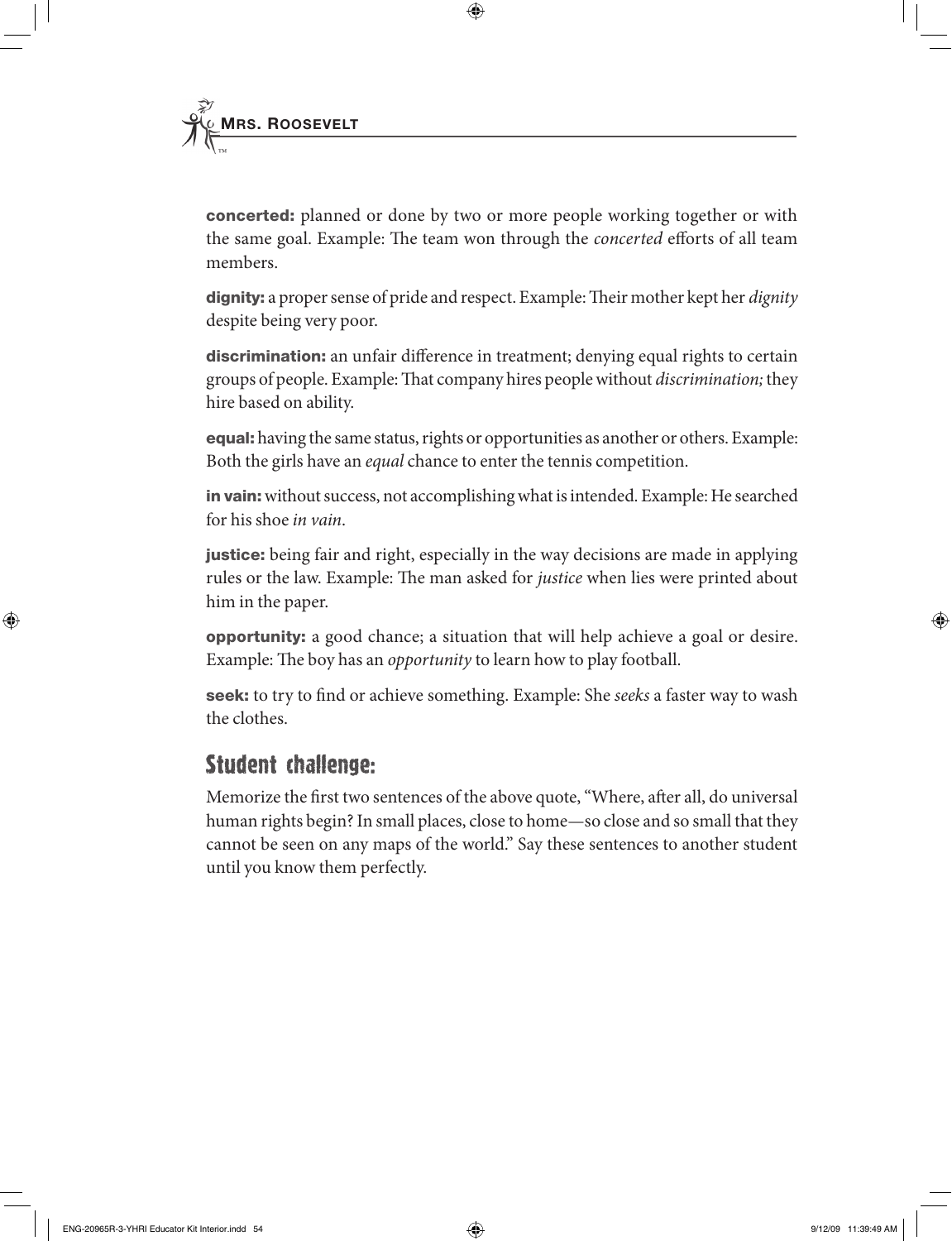**concerted:** planned or done by two or more people working together or with the same goal. Example: The team won through the *concerted* efforts of all team members.

**dignity:** a proper sense of pride and respect. Example: Their mother kept her *dignity* despite being very poor.

**discrimination:** an unfair difference in treatment; denying equal rights to certain groups of people. Example: That company hires people without *discrimination;* they hire based on ability.

**equal:** having the same status, rights or opportunities as another or others. Example: Both the girls have an *equal* chance to enter the tennis competition.

**in vain:** without success, not accomplishing what is intended. Example: He searched for his shoe *in vain*.

**justice:** being fair and right, especially in the way decisions are made in applying rules or the law. Example: The man asked for *justice* when lies were printed about him in the paper.

**opportunity:** a good chance; a situation that will help achieve a goal or desire. Example: The boy has an *opportunity* to learn how to play football.

**seek:** to try to find or achieve something. Example: She *seeks* a faster way to wash the clothes.

## Student challenge:

Memorize the first two sentences of the above quote, "Where, after all, do universal human rights begin? In small places, close to home—so close and so small that they cannot be seen on any maps of the world." Say these sentences to another student until you know them perfectly.